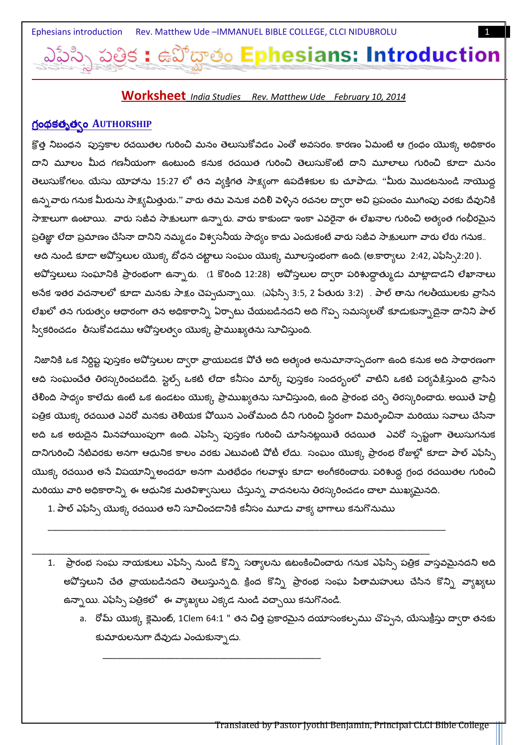# ఎఫెస్సి పత్రిక : ఉపోద్ఘాతం Ephesians: Introduction

**Worksheet** *India Studies   Rev. Matthew Ude   February 10, 2014*

## గ్రంథకర్తృత్వం AUTHORSHIP

క్రొత్త నిబంధన పుస్తకాల రచయితల గురించి మనం తెలుసుకోవడం ఎంతో అవసరం. కారణం ఏమంటే ఆ గ్రంథం యొక్క అధికారం దాని మూలం మీద గణనీయంగా ఉంటుంది కనుక రచయిత గురించి తెలుసుకొంటే దాని మూలాలు గురించి కూడా మనం తెలుసుకోగలం. యేసు యోహాను 15:27 లో తన వ్యక్తిగత సాక్ష్యంగా ఉపదేశకుల కు చూపాడు. "మీరు మొదటనుండి నాయొద్ద ఉన్నవారు గనుక మీరును సాక్ష్యమిత్తురు." వారు తమ వెనుక వదిలి వెళ్ళిన రచనల ద్వారా అవి ప్రపంచం ముగింపు వరకు దేవునికి సాక్షాలుగా ఉంటాయి. వారు సజీవ సాక్షులుగా ఉన్నారు. వారు కాకుండా ఇంకా ఎవరైనా ఈ లేఖనాల గురించి అత్యంత గంభీరమైన ప్రతిజ్ఞా లేదా ప్రమాణం చేసినా దానిని నమ్మడం విశ్వసనీయ సాధ్యం కాదు ఎందుకంటే వారు సజీవ సాక్షులుగా వారు లేరు గనుక.. ఆది నుండి కూడా అపోస్తలుల యొక్క బోధన చట్టాలు సంఘం యొక్క మూలస్తంభంగా ఉంది. (అ.కార్యాలు 2:42, ఎఫెస్సి2:20 ). అపోస్తలులు సంఘానికి ప్రారంభంగా ఉన్నారు. (1 కొరింది 12:28) అపోస్తలుల ద్వారా పరిశుద్ధాత్ముడు మాట్లాడాడని లేఖానాలు అనేక ఇతర వచనాలలో కూడా మనకు సాక్షం చెప్పచున్నాయి. (ఎఫెస్సి 3:5, 2 పేతురు 3:2) . పౌల్ తాను గలతీయులకు వ్రాసిన లేఖలో తన గురుత్వం ఆధారంగా తన అధికారాన్ని ఏర్పాటు చేయబడినదని అది గొప్ప సమస్యలతో కూడుకున్నాదైనా దానిని పౌల్ స్వీకరించడం తీసుకోవడము ఆపోస్తలత్వం యొక్క ప్రాముఖ్యతను సూచిస్తుంది.

నిజానికి ఒక నిర్దిష్ట పుస్తకం అపోస్తలుల ద్వారా వ్రాయబడక పోతే అది అత్యంత అనుమానాస్పదంగా ఉంది కనుక అది సాధారణంగా ఆది సంఘంచేత తిరస్కరించబడేది. స్టెల్స్ ఒకటి లేదా కనీసం మార్క్ పుస్తకం సందర్భంలో వాటిని ఒకటి పర్యవేక్షిస్తుంది వ్రాసిన తేలింది సాధ్యం కాలేదు ఉంటే ఒక ఉండటం యొక్క ప్రాముఖ్యతను సూచిస్తుంది, ఉంది ప్రారంభ చర్చి తిరస్కరించారు. అయితే హెబ్రీ పత్రిక యొక్క రచయిత ఎవరో మనకు తెలియక పోయిన ఎంతోమంది దీని గురించి స్థిరంగా విమర్శించినా మరియు సవాలు చేసినా అది ఒక అరుదైన మినహాయింపుగా ఉంది. ఎఫెస్సి పుస్తకం గురించి చూసినట్లయితే రచయిత ఎవరో స్పష్టంగా తెలుసుగనుక దానిగురించి నేటివరకు అనగా ఆధునిక కాలం వరకు ఎటువంటి పోటీ లేదు. సంఘం యొక్క ప్రారంభ రోజుల్లో కూడా పౌల్ ఎఫెస్సి యొక్క రచయిత అనే విషయాన్నిఅందరూ అనగా మతభేదం గలవాళ్లు కూడా అంగీకరించారు. పరిశుద్ధ గ్రంధ రచయితల గురించి మరియు వారి అధికారాన్ని ఈ ఆధునిక మతవిశ్వాసులు చేస్తున్న వాదనలను తిరస్కరించడం చాలా ముఖ్యమైనది.

1. పౌల్ ఎఫెస్సి యొక్క రచయిత అని సూచించడానికి కనీసం మూడు వాక్య భాగాలు కనుగొనుము

______________________________________________________________________________________

______________________________________________________________________________________

1. ప్రారంభ సంఘ నాయకులు ఎఫెస్సి నుండి కొన్ని సత్యాలను ఉటంకించించారు గనుక ఎఫెస్సి పత్రిక వాస్తవమైనదని అది అపోస్తలుని చేత వ్రాయబడినదని తెలుస్తున్నది. క్రింద కొన్ని ప్రారంభ సంఘ పితామహులు చేసిన కొన్ని వ్యాఖ్యలు ఉన్నాయి. ఎఫెస్సి పత్రికలో ఈ వ్యాఖ్యలు ఎక్కడ నుండి వచ్చాయి కనుగొనండి.
   a. రోమ్ యొక్క క్లెమెంట్, 1Clem 64:1 " తన చిత్త ప్రకారమైన దయాసంకల్పము చొప్పన, యేసుక్రీస్తు ద్వారా తనకు కుమారులనుగా దేవుడు ఎంచుకున్నాడు.

   ____________________________________________

Translated by Pastor Jyothi Benjamin, Principal CLCI Bible College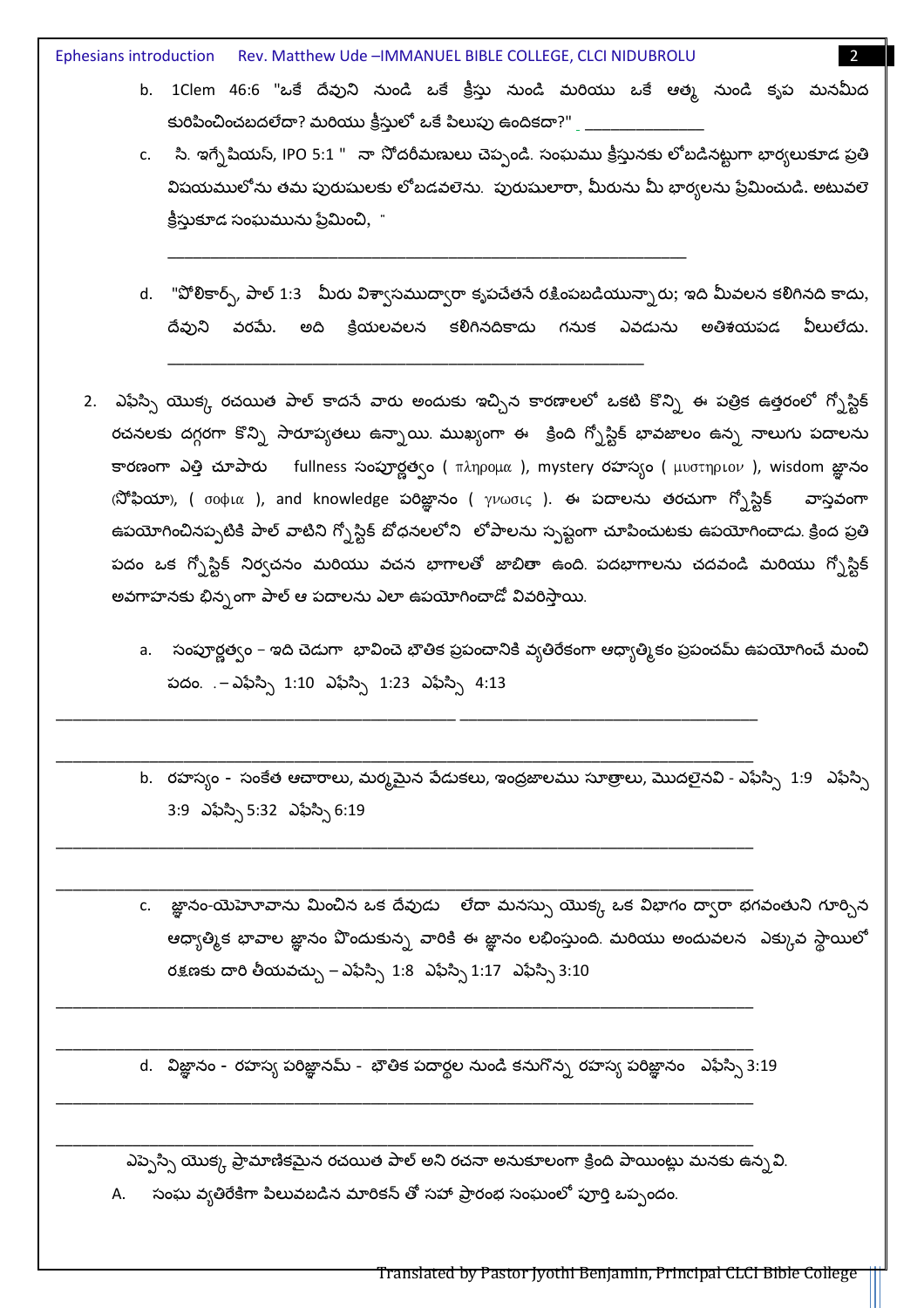b. 1Clem 46:6 "ఒకే దేవుని నుండి ఒకే క్రీస్తు నుండి మరియు ఒకే ఆత్మ నుండి కృప మనమీద కురిపించిబడలేదా? మరియు క్రీస్తులో ఒకే పిలుపు ఉందికదా?" _______________

c. సి. ఇగ్నేషియస్, IPO 5:1 " నా సోదరీమణులు చెప్పండి. సంఘము క్రీస్తునకు లోబడినట్లుగా భార్యలుకూడ ప్రతి విషయములోను తమ పురుషులకు లోబడవలెను. పురుషులారా, మీరును మీ భార్యలను ప్రేమించుడి. అటువలె క్రీస్తుకూడ సంఘమును ప్రేమించి, "

_______________________________________________________________

d. "పోలికార్ప్, పాల్ 1:3 మీరు విశ్వాసముద్వారా కృపచేతనే రక్షింపబడియున్నారు; ఇది మీవలన కలిగినది కాదు, దేవుని వరమే. అది క్రియలవలన కలిగినదికాదు గనుక ఎవడును అతిశయపడ వీలులేదు.

_______________________________________________________________

2. ఎఫెస్సీ యొక్క రచయిత పాల్ కాదనే వారు అందుకు ఇచ్చిన కారణాలలో ఒకటి కొన్ని ఈ పత్రిక ఉత్తరంలో గ్నోస్టిక్ రచనలకు దగ్గరగా కొన్ని సారూప్యతలు ఉన్నాయి. ముఖ్యంగా ఈ క్రింది గ్నోస్టిక్ భావజాలం ఉన్న నాలుగు పదాలను కారణంగా ఎత్తి చూపారు fullness సంపూర్ణత్వం ( πληρομα ), mystery రహస్యం ( μυστηριον ), wisdom జ్ఞానం (సోఫియా), ( σοφια ), and knowledge పరిజ్ఞానం ( γνωσις ). ఈ పదాలను తరచుగా గ్నోస్టిక్ వాస్తవంగా ఉపయోగించినప్పటికి పాల్ వాటిని గ్నోస్టిక్ బోధనలలోని లోపాలను స్పష్టంగా చూపించుటకు ఉపయోగించాడు. క్రింద ప్రతి పదం ఒక గ్నోస్టిక్ నిర్వచనం మరియు వచన భాగాలతో జాబితా ఉంది. పదభాగాలను చదవండి మరియు గ్నోస్టిక్ అవగాహనకు భిన్నంగా పాల్ ఆ పదాలను ఎలా ఉపయోగించాడో వివరిస్తాయి.

   a. సంపూర్ణత్వం – ఇది చెడుగా భావించె భౌతిక ప్రపంచానికి వ్యతిరేకంగా ఆధ్యాత్మికం ప్రపంచమ్ ఉపయోగించే మంచి పదం. .– ఎఫేస్సి 1:10 ఎఫేస్సి 1:23 ఎఫేస్సి 4:13

_______________________________________________________________

_______________________________________________________________

   b. రహస్యం - సంకేత ఆచారాలు, మర్మమైన వేడుకలు, ఇంద్రజాలము సూత్రాలు, మొదలైనవి - ఎఫేస్సి 1:9 ఎఫేస్సి 3:9 ఎఫేస్సి 5:32 ఎఫేస్సి 6:19

_______________________________________________________________

_______________________________________________________________

   c. జ్ఞానం-యెహోవాను మించిన ఒక దేవుడు లేదా మనస్సు యొక్క ఒక విభాగం ద్వారా భగవంతుని గూర్చిన ఆధ్యాత్మిక భావాల జ్ఞానం పొందుకున్న వారికి ఈ జ్ఞానం లభింస్తుంది. మరియు అందువలన ఎక్కువ స్థాయిలో రక్షణకు దారి తీయవచ్చు – ఎఫేస్సి 1:8 ఎఫేస్సి 1:17 ఎఫేస్సి 3:10

_______________________________________________________________

_______________________________________________________________

   d. విజ్ఞానం - రహస్య పరిజ్ఞానమ్ - భౌతిక పదార్థల నుండి కనుగొన్న రహస్య పరిజ్ఞానం ఎఫేస్సి 3:19

_______________________________________________________________

_______________________________________________________________

ఎఫ్ఫెస్సి యొక్క ప్రామాణికమైన రచయిత పాల్ అని రచనా అనుకూలంగా క్రింది పాయింట్లు మనకు ఉన్నవి.

A. సంఘ వ్యతిరేకిగా పిలువబడిన మారికన్ తో సహా ప్రారంభ సంఘంలో పూర్తి ఒప్పందం.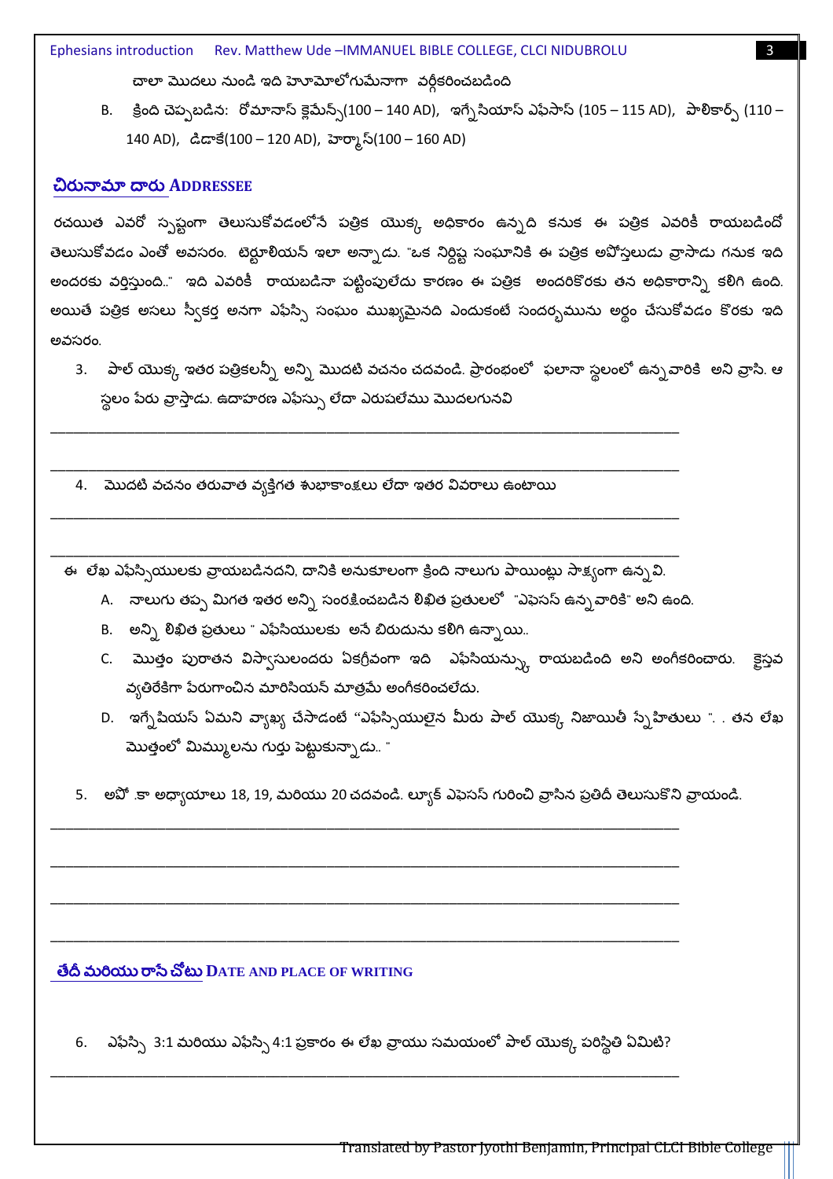చాలా మొదలు నుండి ఇది హెూమోలోగుమేనాగా వర్గీకరించబడింది

B. క్రింది చెప్పబడిన: రోమానాస్ క్లెమేన్స్(100 – 140 AD), ఇగ్నేసియాస్ ఎఫెసాస్ (105 – 115 AD), పాలికార్ప్ (110 – 140 AD), డిడాకే(100 – 120 AD), హెర్మాస్(100 – 160 AD)

## చిరునామా దారు ADDRESSEE

రచయిత ఎవరో స్పష్టంగా తెలుసుకోవడంలోనే పత్రిక యొక్క అధికారం ఉన్నది కనుక ఈ పత్రిక ఎవరికీ రాయబడిందో తెలుసుకోవడం ఎంతో అవసరం. టెర్టూలియన్ ఇలా అన్నాడు. "ఒక నిర్దిష్ట సంఘానికి ఈ పత్రిక అపోస్తలుడు వ్రాసాడు గనుక ఇది అందరకు వర్తిస్తుంది.." ఇది ఎవరికీ రాయబడినా పట్టింపులేదు కారణం ఈ పత్రిక అందరికొరకు తన అధికారాన్ని కలిగి ఉంది. అయితే పత్రిక అసలు స్వీకర్త అనగా ఎఫెస్సి సంఘం ముఖ్యమైనది ఎందుకంటే సందర్భమును అర్థం చేసుకోవడం కొరకు ఇది అవసరం.

3. పాల్ యొక్క ఇతర పత్రికలన్నీ అన్ని మొదటి వచనం చదవండి. ప్రారంభంలో ఫలానా స్థలంలో ఉన్నవారికి అని వ్రాసి. ఆ స్థలం పేరు వ్రాస్తాడు. ఉదాహరణ ఎఫెస్సు లేదా ఎరుషలేము మొదలగునవి

___________________________________________________________________________

___________________________________________________________________________

4. మొదటి వచనం తరువాత వ్యక్తిగత శుభాకాంక్షలు లేదా ఇతర వివరాలు ఉంటాయి

___________________________________________________________________________

___________________________________________________________________________

ఈ లేఖ ఎఫేస్సియులకు వ్రాయబడినదని, దానికి అనుకూలంగా క్రింది నాలుగు పాయింట్లు సాక్ష్యంగా ఉన్నవి.

A. నాలుగు తప్ప మిగత ఇతర అన్ని సంరక్షించబడిన లిఖిత ప్రతులలో "ఎఫెసస్ ఉన్నవారికి" అని ఉంది.

B. అన్ని లిఖిత ప్రతులు " ఎఫేసియులకు అనే బిరుదును కలిగి ఉన్నాయి..

C. మొత్తం పురాతన విశ్వాసులందరు ఏకగ్రీవంగా ఇది ఎఫేసియన్స్కు రాయబడింది అని అంగీకరించారు. క్రైస్తవ వ్యతిరేకిగా పేరుగాంచిన మారిసియన్ మాత్రమే అంగీకరించలేదు.

D. ఇగ్నేషియస్ ఏమని వ్యాఖ్య చేసాడంటే "ఎఫేస్సియులైన మీరు పాల్ యొక్క నిజాయితీ స్నేహితులు ". . తన లేఖ మొత్తంలో మిమ్ములను గుర్తు పెట్టుకున్నాడు.. "

5. అపో .కా అధ్యాయాలు 18, 19, మరియు 20 చదవండి. ల్యూక్ ఎఫెసస్ గురించి వ్రాసిన ప్రతిదీ తెలుసుకొని వ్రాయండి.

___________________________________________________________________________

___________________________________________________________________________

___________________________________________________________________________

___________________________________________________________________________

## తేదీ మరియు రాసే చోటు DATE AND PLACE OF WRITING

6. ఎఫెస్సి 3:1 మరియు ఎఫెస్సి 4:1 ప్రకారం ఈ లేఖ వ్రాయు సమయంలో పాల్ యొక్క పరిస్థితి ఏమిటి?

___________________________________________________________________________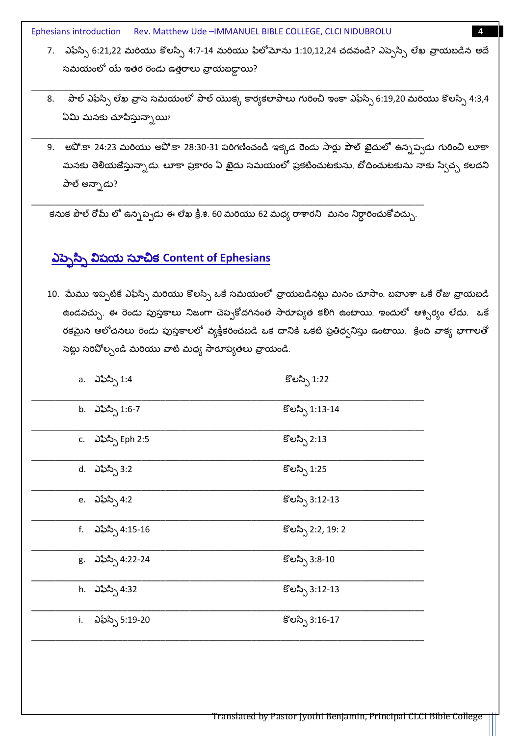7. ఎఫెస్సీ 6:21,22 మరియు కొలస్సీ 4:7-14 మరియు ఫిలోమోను 1:10,12,24 చదవండి? ఎప్పెస్సి లేఖ వ్రాయబడిన అదే సమయంలో యే ఇతర రెండు ఉత్తరాలు వ్రాయబడ్డాయి?

_______________________________________________________________________________

8. పాల్ ఎఫెస్సీ లేఖ వ్రాసె సమయంలో పాల్ యొక్క కార్యకలాపాలు గురించి ఇంకా ఎఫెస్సీ 6:19,20 మరియు కొలస్సీ 4:3,4 ఏమి మనకు చూపిస్తున్నాయి?

_______________________________________________________________________________

9. అపో.కా 24:23 మరియు అపో.కా 28:30-31 పరిగణించండి ఇక్కడ రెండు సార్లు పౌల్ ఖైదులో ఉన్నప్పడు గురించి లూకా మనకు తెలియజేస్తున్నాడు. లూకా ప్రకారం ఏ ఖైదు సమయంలో ప్రకటించుటకును, బోధించుటకును నాకు స్వేచ్ఛ కలదని పాల్ అన్నాడు?

_______________________________________________________________________________

కనుక పాల్ రోమ్ లో ఉన్నప్పడు ఈ లేఖ క్రీ.శ. 60 మరియు 62 మధ్య రాశారని మనం నిర్ధారించుకోవచ్చు.

## ఎప్పెస్సీ విషయ సూచిక Content of Ephesians

10. మేము ఇప్పటికే ఎఫెస్సీ మరియు కొలస్సీ ఒకే సమయంలో వ్రాయబడినట్లు మనం చూసాం. బహుశా ఒకే రోజు వ్రాయబడి ఉండవచ్చు. ఈ రెండు పుస్తకాలు నిజంగా చెప్పకోదగినంత సారూప్యత కలిగి ఉంటాయి. ఇందులో ఆశ్చర్యం లేదు. ఒకే రకమైన ఆలోచనలు రెండు పుస్తకాలలో వ్యక్తీకరించబడి ఒక దానికి ఒకటి ప్రతిధ్వనిస్తు ఉంటాయి. క్రింది వాక్య భాగాలతో సెట్లు సరిపోల్చండి మరియు వాటి మధ్య సారూప్యతలు వ్రాయండి.

a. ఎఫెస్సీ 1:4 — కొలస్సీ 1:22

_______________________________________________________________________________

b. ఎఫెస్సీ 1:6-7 — కొలస్సీ 1:13-14

_______________________________________________________________________________

c. ఎఫెస్సీ Eph 2:5 — కొలస్సీ 2:13

_______________________________________________________________________________

d. ఎఫెస్సీ 3:2 — కొలస్సీ 1:25

_______________________________________________________________________________

e. ఎఫెస్సీ 4:2 — కొలస్సీ 3:12-13

_______________________________________________________________________________

f. ఎఫెస్సీ 4:15-16 — కొలస్సీ 2:2, 19: 2

_______________________________________________________________________________

g. ఎఫెస్సీ 4:22-24 — కొలస్సీ 3:8-10

_______________________________________________________________________________

h. ఎఫెస్సీ 4:32 — కొలస్సీ 3:12-13

_______________________________________________________________________________

i. ఎఫెస్సీ 5:19-20 — కొలస్సీ 3:16-17

_______________________________________________________________________________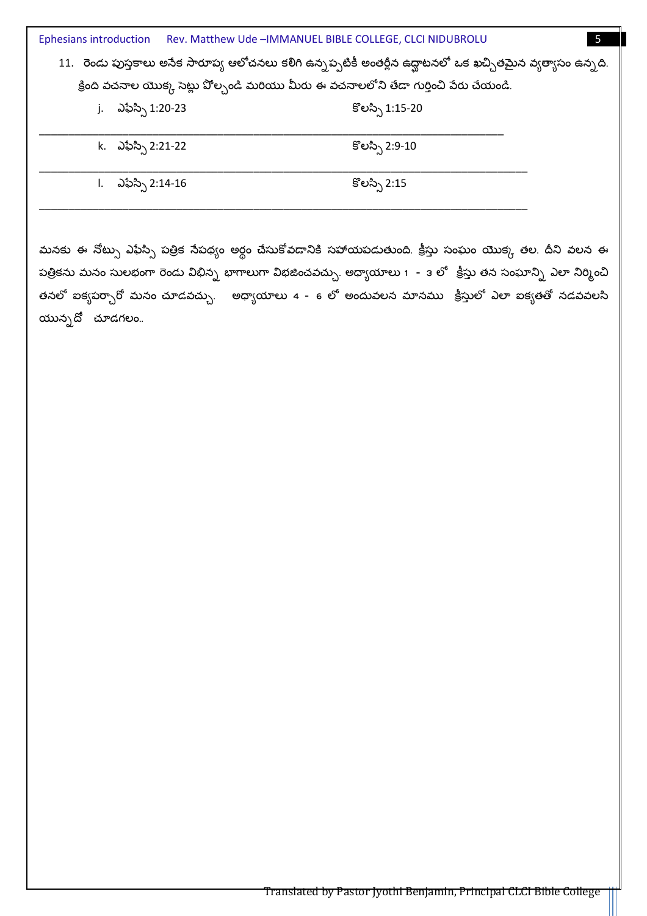11. రెండు పుస్తకాలు అనేక సారూప్య ఆలోచనలు కలిగి ఉన్నప్పటికీ అంతర్లీన ఉద్ఘాటనలో ఒక ఖచ్చితమైన వ్యత్యాసం ఉన్నది. క్రింది వచనాల యొక్క సెట్లు పోల్చండి మరియు మీరు ఈ వచనాలలోని తేడా గుర్తించి పేరు చేయండి.

    j. ఎఫెస్సి 1:20-23 కొలస్సి 1:15-20

    ______________________________________________________________________________

    k. ఎఫెస్సి 2:21-22 కొలస్సి 2:9-10

    ______________________________________________________________________________

    l. ఎఫెస్సి 2:14-16 కొలస్సి 2:15

    ______________________________________________________________________________

మనకు ఈ నోట్సు ఎఫెస్సి పత్రిక నేపథ్యం అర్థం చేసుకోవడానికి సహాయపడుతుంది. క్రీస్తు సంఘం యొక్క తల. దీని వలన ఈ పత్రికను మనం సులభంగా రెండు విభిన్న భాగాలుగా విభజించవచ్చు. అధ్యాయాలు 1 - 3 లో క్రీస్తు తన సంఘాన్ని ఎలా నిర్మించి తనలో ఐక్యపర్చారో మనం చూడవచ్చు. అధ్యాయాలు 4 - 6 లో అందువలన మానము క్రీస్తులో ఎలా ఐక్యతతో నడవవలసి యున్నదో చూడగలం..

Translated by Pastor Jyothi Benjamin, Principal CLCI Bible College